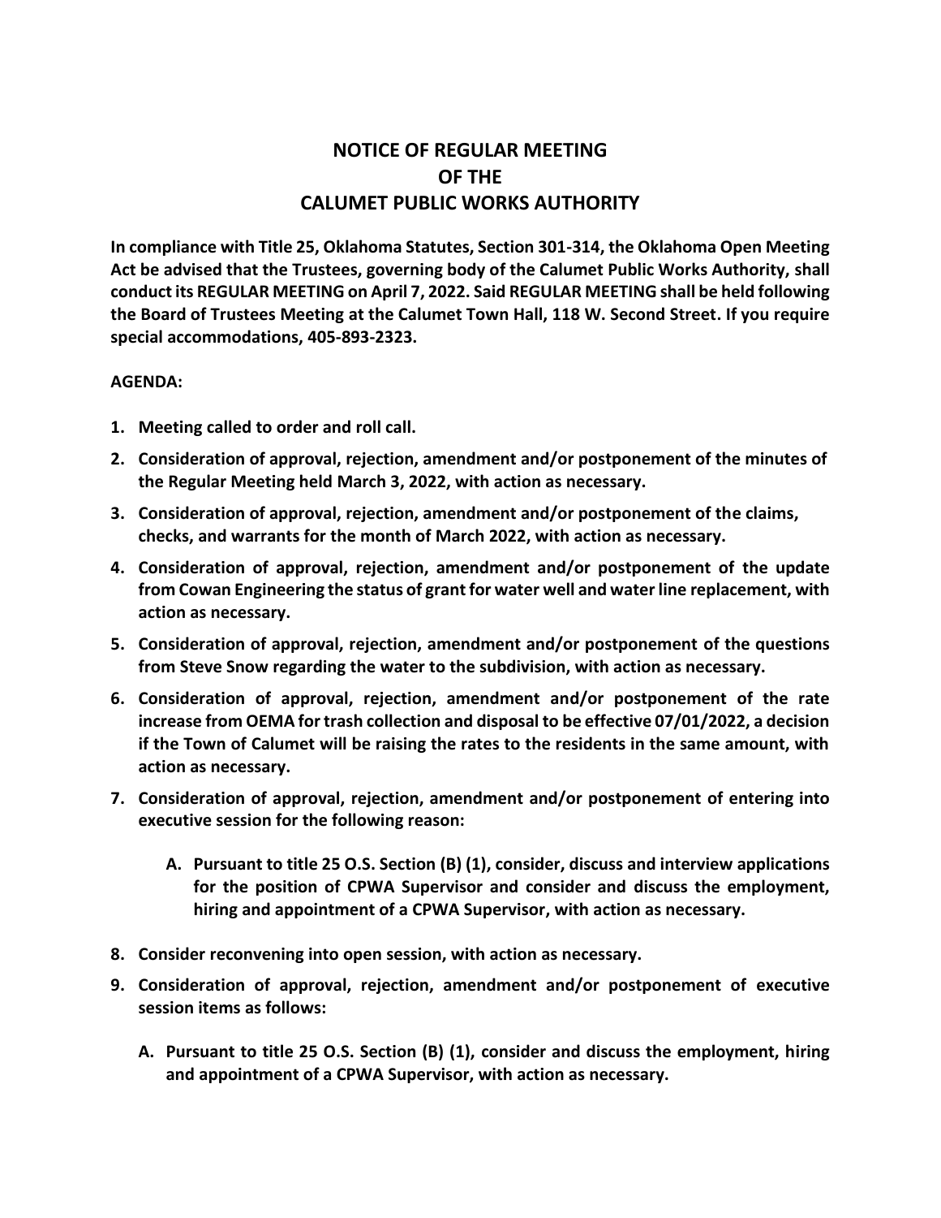# NOTICE OF REGULAR MEETING
# OF THE
# CALUMET PUBLIC WORKS AUTHORITY

**In compliance with Title 25, Oklahoma Statutes, Section 301-314, the Oklahoma Open Meeting Act be advised that the Trustees, governing body of the Calumet Public Works Authority, shall conduct its REGULAR MEETING on April 7, 2022. Said REGULAR MEETING shall be held following the Board of Trustees Meeting at the Calumet Town Hall, 118 W. Second Street. If you require special accommodations, 405-893-2323.**

**AGENDA:**

1. **Meeting called to order and roll call.**
2. **Consideration of approval, rejection, amendment and/or postponement of the minutes of the Regular Meeting held March 3, 2022, with action as necessary.**
3. **Consideration of approval, rejection, amendment and/or postponement of the claims, checks, and warrants for the month of March 2022, with action as necessary.**
4. **Consideration of approval, rejection, amendment and/or postponement of the update from Cowan Engineering the status of grant for water well and water line replacement, with action as necessary.**
5. **Consideration of approval, rejection, amendment and/or postponement of the questions from Steve Snow regarding the water to the subdivision, with action as necessary.**
6. **Consideration of approval, rejection, amendment and/or postponement of the rate increase from OEMA for trash collection and disposal to be effective 07/01/2022, a decision if the Town of Calumet will be raising the rates to the residents in the same amount, with action as necessary.**
7. **Consideration of approval, rejection, amendment and/or postponement of entering into executive session for the following reason:**
   - **A. Pursuant to title 25 O.S. Section (B) (1), consider, discuss and interview applications for the position of CPWA Supervisor and consider and discuss the employment, hiring and appointment of a CPWA Supervisor, with action as necessary.**
8. **Consider reconvening into open session, with action as necessary.**
9. **Consideration of approval, rejection, amendment and/or postponement of executive session items as follows:**
   - **A. Pursuant to title 25 O.S. Section (B) (1), consider and discuss the employment, hiring and appointment of a CPWA Supervisor, with action as necessary.**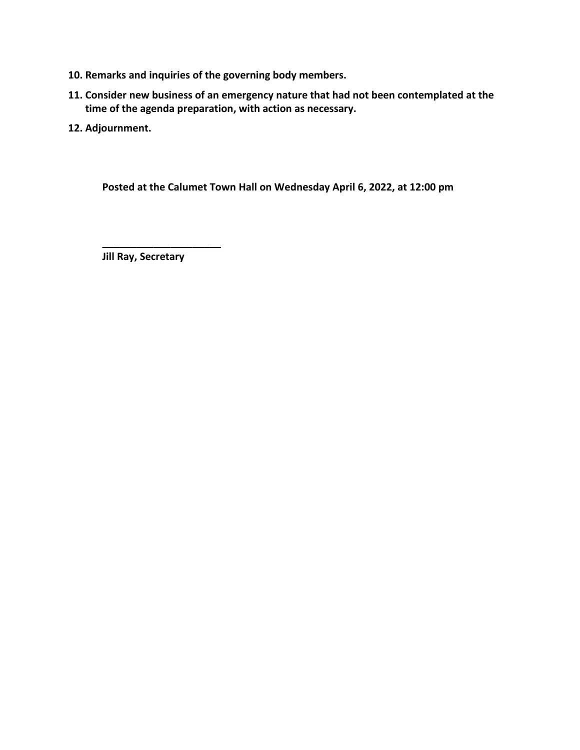10. **Remarks and inquiries of the governing body members.**
11. **Consider new business of an emergency nature that had not been contemplated at the time of the agenda preparation, with action as necessary.**
12. **Adjournment.**

**Posted at the Calumet Town Hall on Wednesday April 6, 2022, at 12:00 pm**

**_____________________**
**Jill Ray, Secretary**